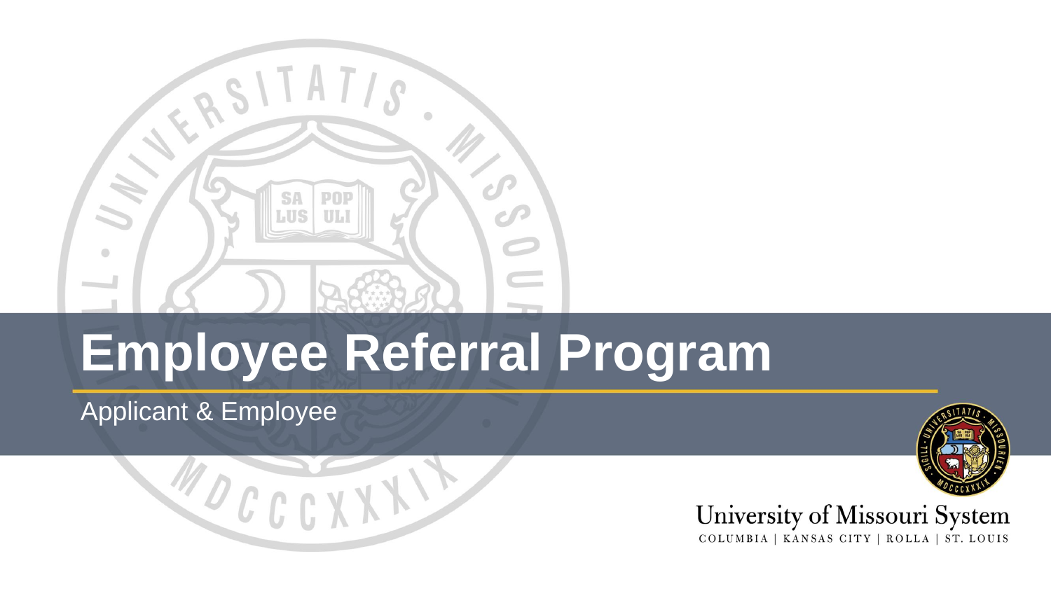# Employee Referral Program

Applicant & Employee

University of Missouri System

COLUMBIA | KANSAS CITY | ROLLA | ST. LOUIS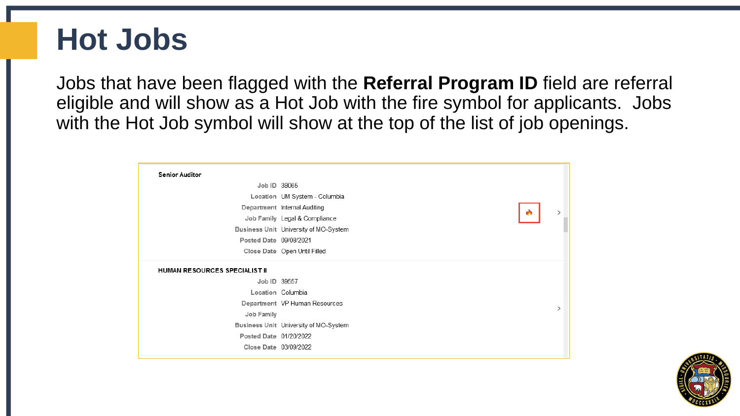# Hot Jobs

Jobs that have been flagged with the **Referral Program ID** field are referral eligible and will show as a Hot Job with the fire symbol for applicants. Jobs with the Hot Job symbol will show at the top of the list of job openings.

**Senior Auditor**

| | |
|---|---|
| Job ID | 38065 |
| Location | UM System - Columbia |
| Department | Internal Auditing |
| Job Family | Legal & Compliance |
| Business Unit | University of MO-System |
| Posted Date | 09/08/2021 |
| Close Date | Open Until Filled |

**HUMAN RESOURCES SPECIALIST II**

| | |
|---|---|
| Job ID | 39557 |
| Location | Columbia |
| Department | VP Human Resources |
| Job Family | |
| Business Unit | University of MO-System |
| Posted Date | 01/20/2022 |
| Close Date | 03/09/2022 |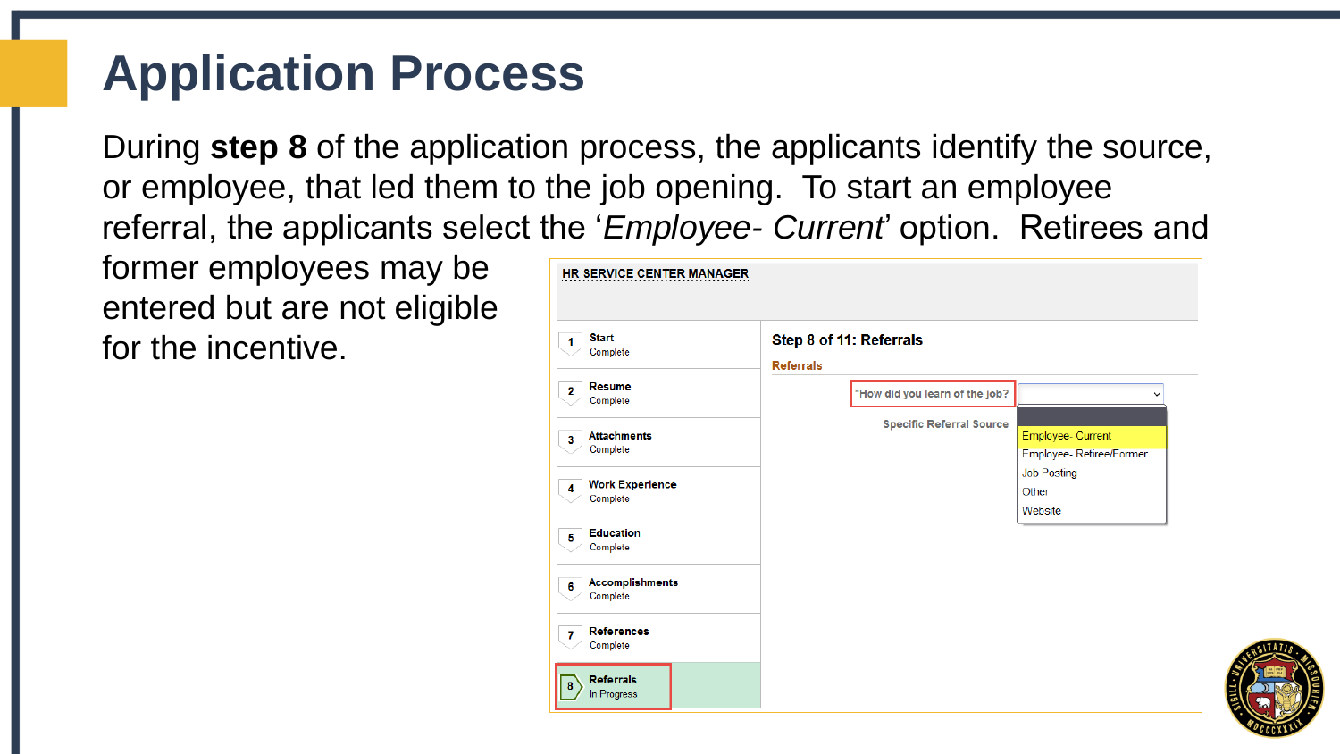# Application Process

During **step 8** of the application process, the applicants identify the source, or employee, that led them to the job opening. To start an employee referral, the applicants select the '*Employee- Current*' option. Retirees and former employees may be entered but are not eligible for the incentive.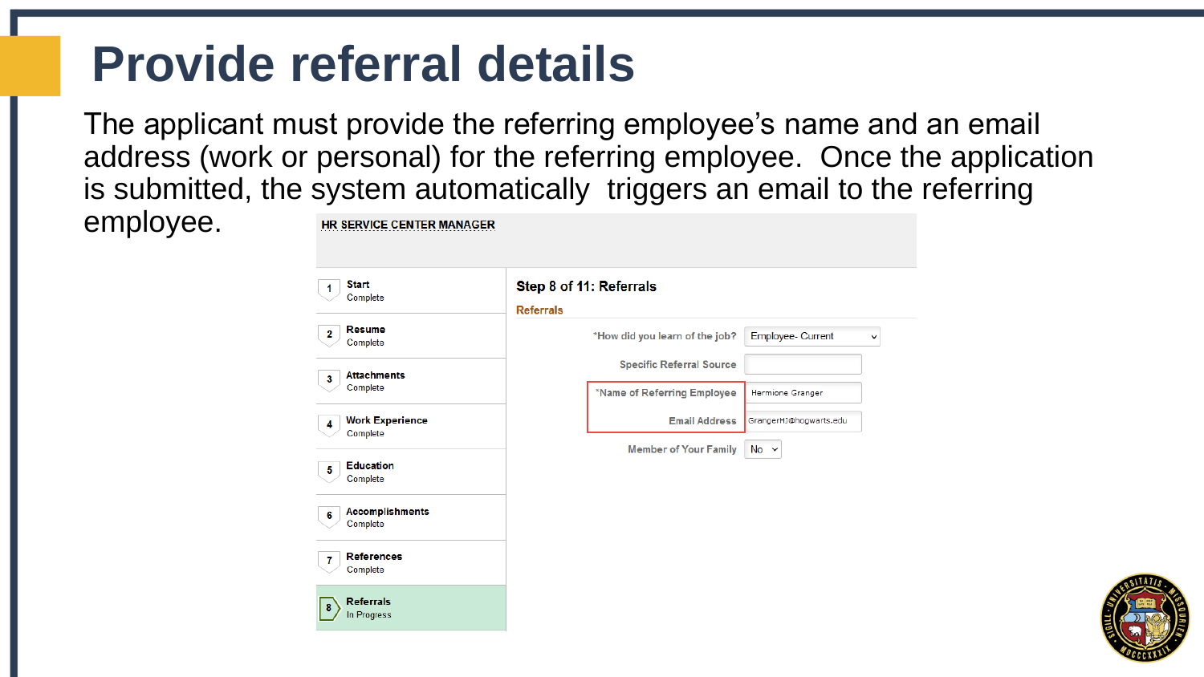# Provide referral details

The applicant must provide the referring employee's name and an email address (work or personal) for the referring employee. Once the application is submitted, the system automatically triggers an email to the referring employee.

HR SERVICE CENTER MANAGER

| Step | Status |
|---|---|
| 1 Start | Complete |
| 2 Resume | Complete |
| 3 Attachments | Complete |
| 4 Work Experience | Complete |
| 5 Education | Complete |
| 6 Accomplishments | Complete |
| 7 References | Complete |
| 8 Referrals | In Progress |

**Step 8 of 11: Referrals**

Referrals

| Field | Value |
|---|---|
| *How did you learn of the job? | Employee- Current |
| Specific Referral Source | |
| *Name of Referring Employee | Hermione Granger |
| Email Address | GrangerHJ@hogwarts.edu |
| Member of Your Family | No |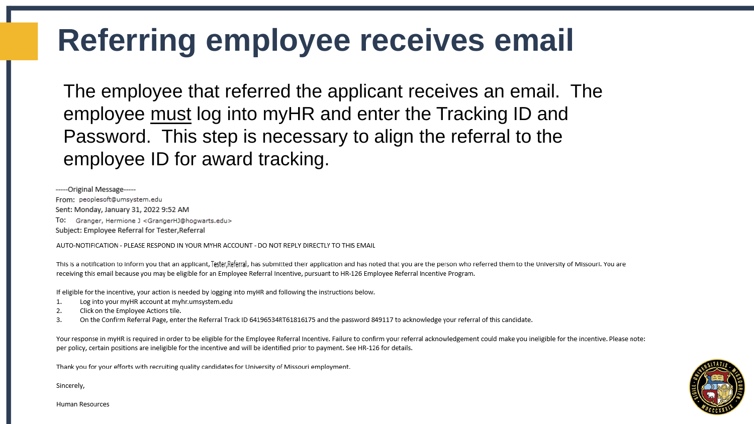# Referring employee receives email

The employee that referred the applicant receives an email. The employee must log into myHR and enter the Tracking ID and Password. This step is necessary to align the referral to the employee ID for award tracking.

-----Original Message-----
From: peoplesoft@umsystem.edu
Sent: Monday, January 31, 2022 9:52 AM
To: Granger, Hermione J <GrangerHJ@hogwarts.edu>
Subject: Employee Referral for Tester,Referral

AUTO-NOTIFICATION - PLEASE RESPOND IN YOUR MYHR ACCOUNT - DO NOT REPLY DIRECTLY TO THIS EMAIL

This is a notification to inform you that an applicant, Tester,Referral, has submitted their application and has noted that you are the person who referred them to the University of Missouri. You are receiving this email because you may be eligible for an Employee Referral Incentive, pursuant to HR-126 Employee Referral Incentive Program.

If eligible for the incentive, your action is needed by logging into myHR and following the instructions below.

1. Log into your myHR account at myhr.umsystem.edu
2. Click on the Employee Actions tile.
3. On the Confirm Referral Page, enter the Referral Track ID 64196534RT61816175 and the password 849117 to acknowledge your referral of this candidate.

Your response in myHR is required in order to be eligible for the Employee Referral Incentive. Failure to confirm your referral acknowledgement could make you ineligible for the incentive. Please note: per policy, certain positions are ineligible for the incentive and will be identified prior to payment. See HR-126 for details.

Thank you for your efforts with recruiting quality candidates for University of Missouri employment.

Sincerely,

Human Resources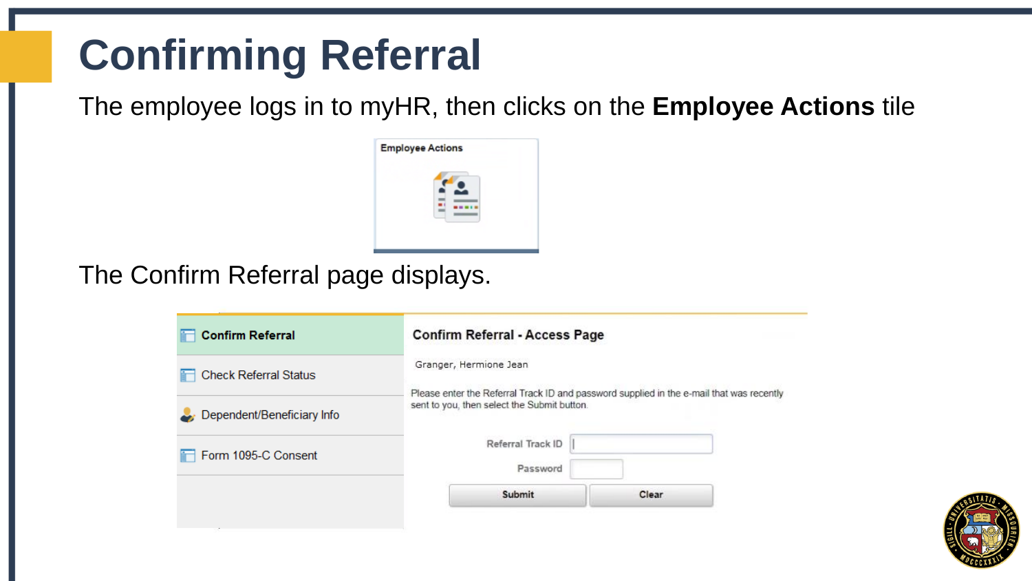# Confirming Referral

The employee logs in to myHR, then clicks on the **Employee Actions** tile

Employee Actions

The Confirm Referral page displays.

Confirm Referral

Check Referral Status

Dependent/Beneficiary Info

Form 1095-C Consent

**Confirm Referral - Access Page**

Granger, Hermione Jean

Please enter the Referral Track ID and password supplied in the e-mail that was recently sent to you, then select the Submit button.

Referral Track ID

Password

Submit | Clear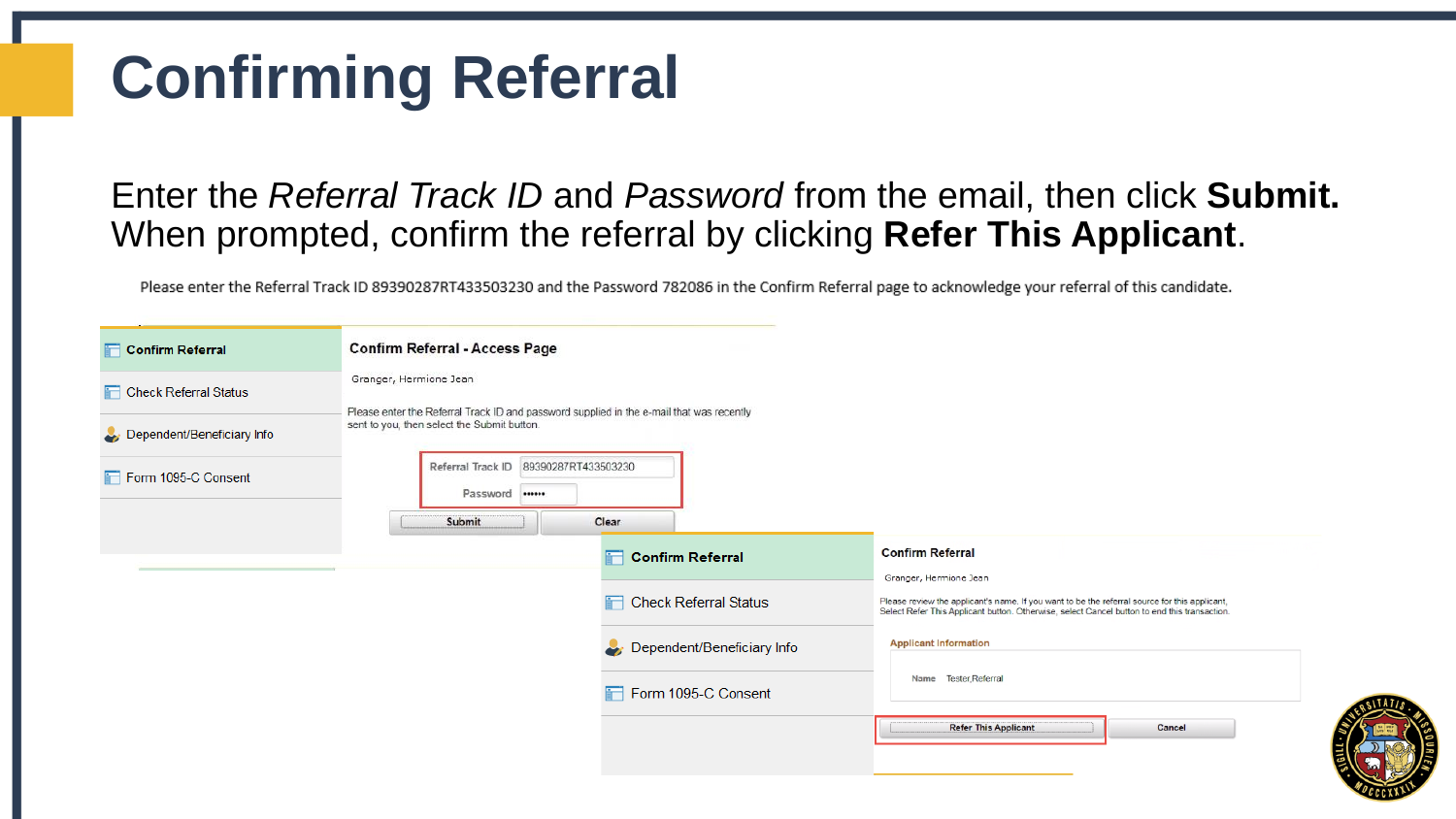# Confirming Referral

Enter the *Referral Track ID* and *Password* from the email, then click **Submit.** When prompted, confirm the referral by clicking **Refer This Applicant**.

Please enter the Referral Track ID 89390287RT433503230 and the Password 782086 in the Confirm Referral page to acknowledge your referral of this candidate.

- Confirm Referral
- Check Referral Status
- Dependent/Beneficiary Info
- Form 1095-C Consent

**Confirm Referral - Access Page**

Granger, Hermione Jean

Please enter the Referral Track ID and password supplied in the e-mail that was recently sent to you, then select the Submit button.

Referral Track ID: 89390287RT433503230

Password: ••••••

Submit | Clear

- Confirm Referral
- Check Referral Status
- Dependent/Beneficiary Info
- Form 1095-C Consent

**Confirm Referral**

Granger, Hermione Jean

Please review the applicant's name. If you want to be the referral source for this applicant, Select Refer This Applicant button. Otherwise, select Cancel button to end this transaction.

**Applicant Information**

Name: Tester,Referral

Refer This Applicant | Cancel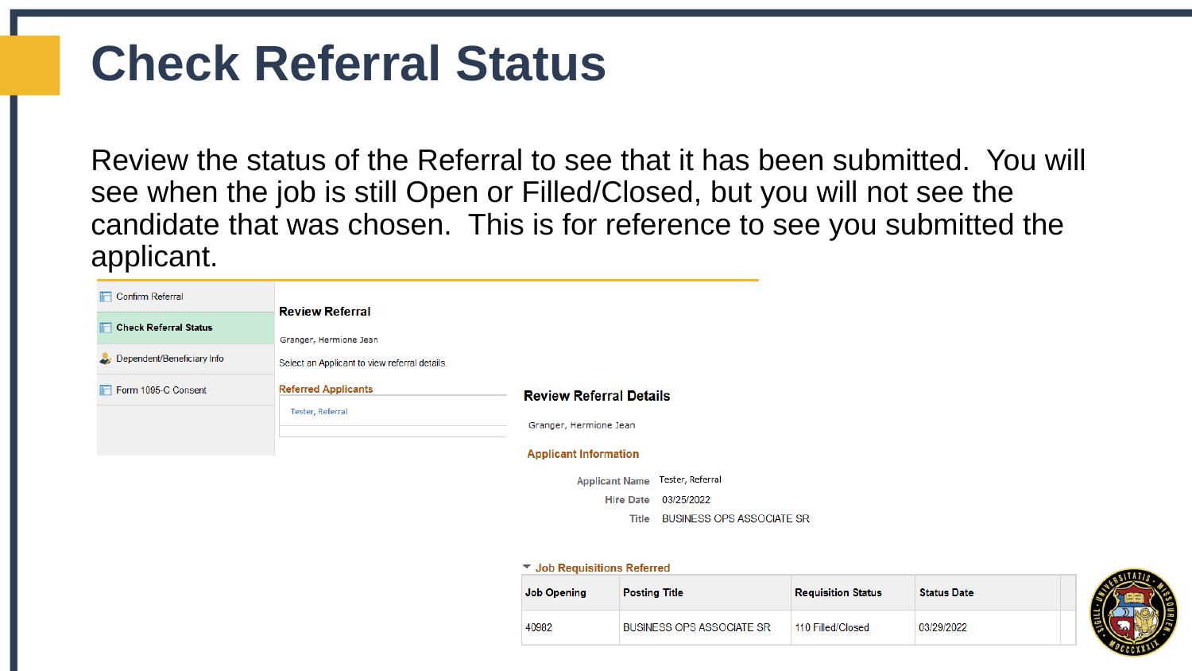# Check Referral Status

Review the status of the Referral to see that it has been submitted. You will see when the job is still Open or Filled/Closed, but you will not see the candidate that was chosen. This is for reference to see you submitted the applicant.

- Confirm Referral
- **Check Referral Status**
- Dependent/Beneficiary Info
- Form 1095-C Consent

**Review Referral**

Granger, Hermione Jean

Select an Applicant to view referral details.

**Referred Applicants**

Tester, Referral

**Review Referral Details**

Granger, Hermione Jean

**Applicant Information**

Applicant Name: Tester, Referral

Hire Date: 03/25/2022

Title: BUSINESS OPS ASSOCIATE SR

**Job Requisitions Referred**

| Job Opening | Posting Title | Requisition Status | Status Date |
| --- | --- | --- | --- |
| 40982 | BUSINESS OPS ASSOCIATE SR | 110 Filled/Closed | 03/29/2022 |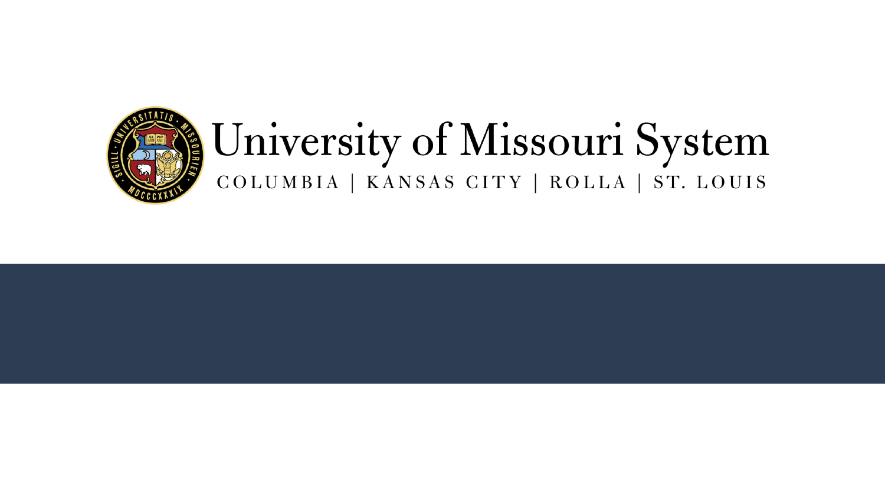# University of Missouri System

COLUMBIA | KANSAS CITY | ROLLA | ST. LOUIS